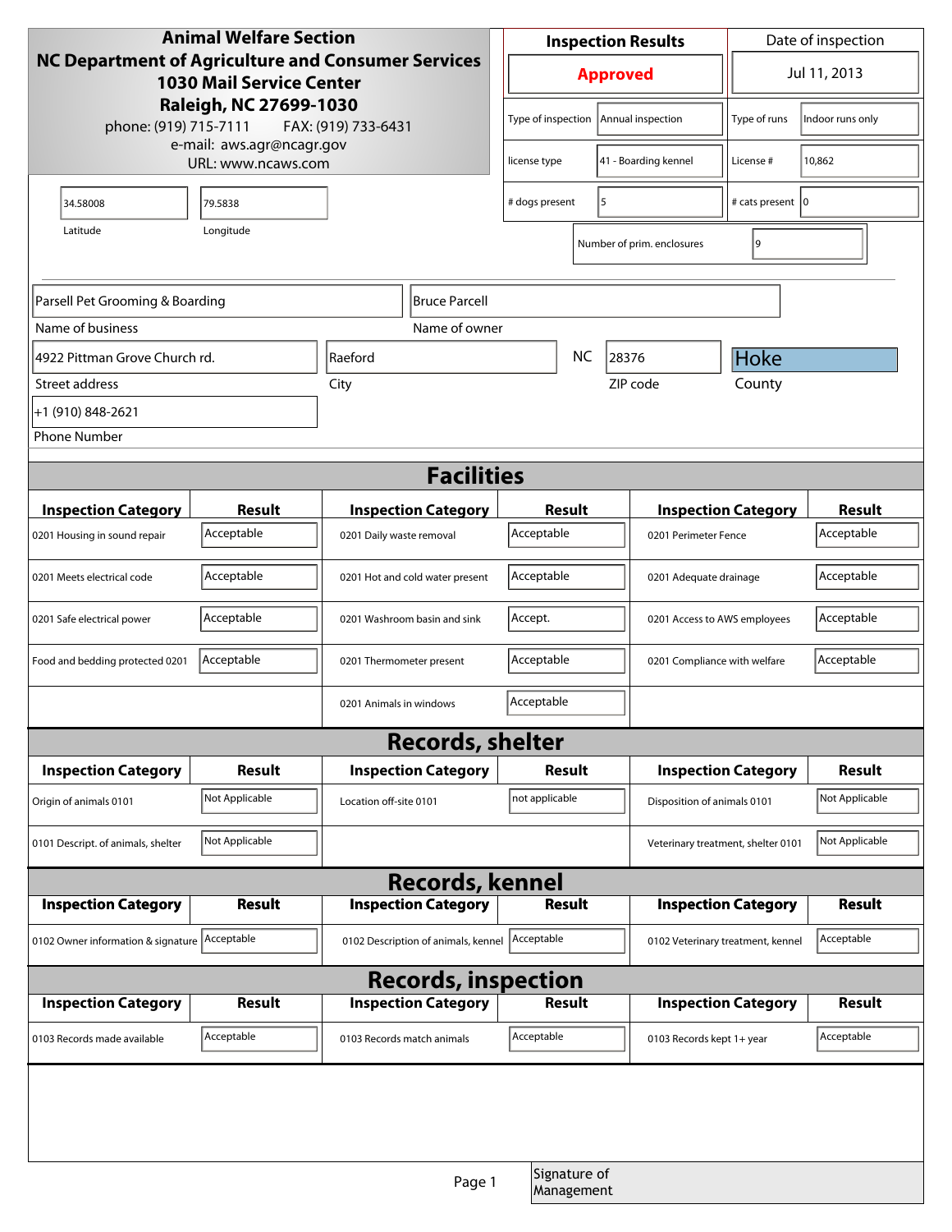**Animal Welfare Section**
**NC Department of Agriculture and Consumer Services**
**1030 Mail Service Center**
**Raleigh, NC 27699-1030**
phone: (919) 715-7111 FAX: (919) 733-6431
e-mail: aws.agr@ncagr.gov
URL: www.ncaws.com

| Inspection Results | Date of inspection |
|---|---|
| **Approved** | Jul 11, 2013 |

| | | | |
|---|---|---|---|
| Type of inspection | Annual inspection | Type of runs | Indoor runs only |
| license type | 41 - Boarding kennel | License # | 10,862 |
| # dogs present | 5 | # cats present | 0 |
| Number of prim. enclosures | 9 | | |

| Latitude | Longitude |
|---|---|
| 34.58008 | 79.5838 |

| Name of business | Name of owner |
|---|---|
| Parsell Pet Grooming & Boarding | Bruce Parcell |

| Street address | City | State | ZIP code | County |
|---|---|---|---|---|
| 4922 Pittman Grove Church rd. | Raeford | NC | 28376 | Hoke |

Phone Number: +1 (910) 848-2621

## Facilities

| Inspection Category | Result | Inspection Category | Result | Inspection Category | Result |
|---|---|---|---|---|---|
| 0201 Housing in sound repair | Acceptable | 0201 Daily waste removal | Acceptable | 0201 Perimeter Fence | Acceptable |
| 0201 Meets electrical code | Acceptable | 0201 Hot and cold water present | Acceptable | 0201 Adequate drainage | Acceptable |
| 0201 Safe electrical power | Acceptable | 0201 Washroom basin and sink | Accept. | 0201 Access to AWS employees | Acceptable |
| Food and bedding protected 0201 | Acceptable | 0201 Thermometer present | Acceptable | 0201 Compliance with welfare | Acceptable |
| | | 0201 Animals in windows | Acceptable | | |

## Records, shelter

| Inspection Category | Result | Inspection Category | Result | Inspection Category | Result |
|---|---|---|---|---|---|
| Origin of animals 0101 | Not Applicable | Location off-site 0101 | not applicable | Disposition of animals 0101 | Not Applicable |
| 0101 Descript. of animals, shelter | Not Applicable | | | Veterinary treatment, shelter 0101 | Not Applicable |

## Records, kennel

| Inspection Category | Result | Inspection Category | Result | Inspection Category | Result |
|---|---|---|---|---|---|
| 0102 Owner information & signature | Acceptable | 0102 Description of animals, kennel | Acceptable | 0102 Veterinary treatment, kennel | Acceptable |

## Records, inspection

| Inspection Category | Result | Inspection Category | Result | Inspection Category | Result |
|---|---|---|---|---|---|
| 0103 Records made available | Acceptable | 0103 Records match animals | Acceptable | 0103 Records kept 1+ year | Acceptable |

Signature of Management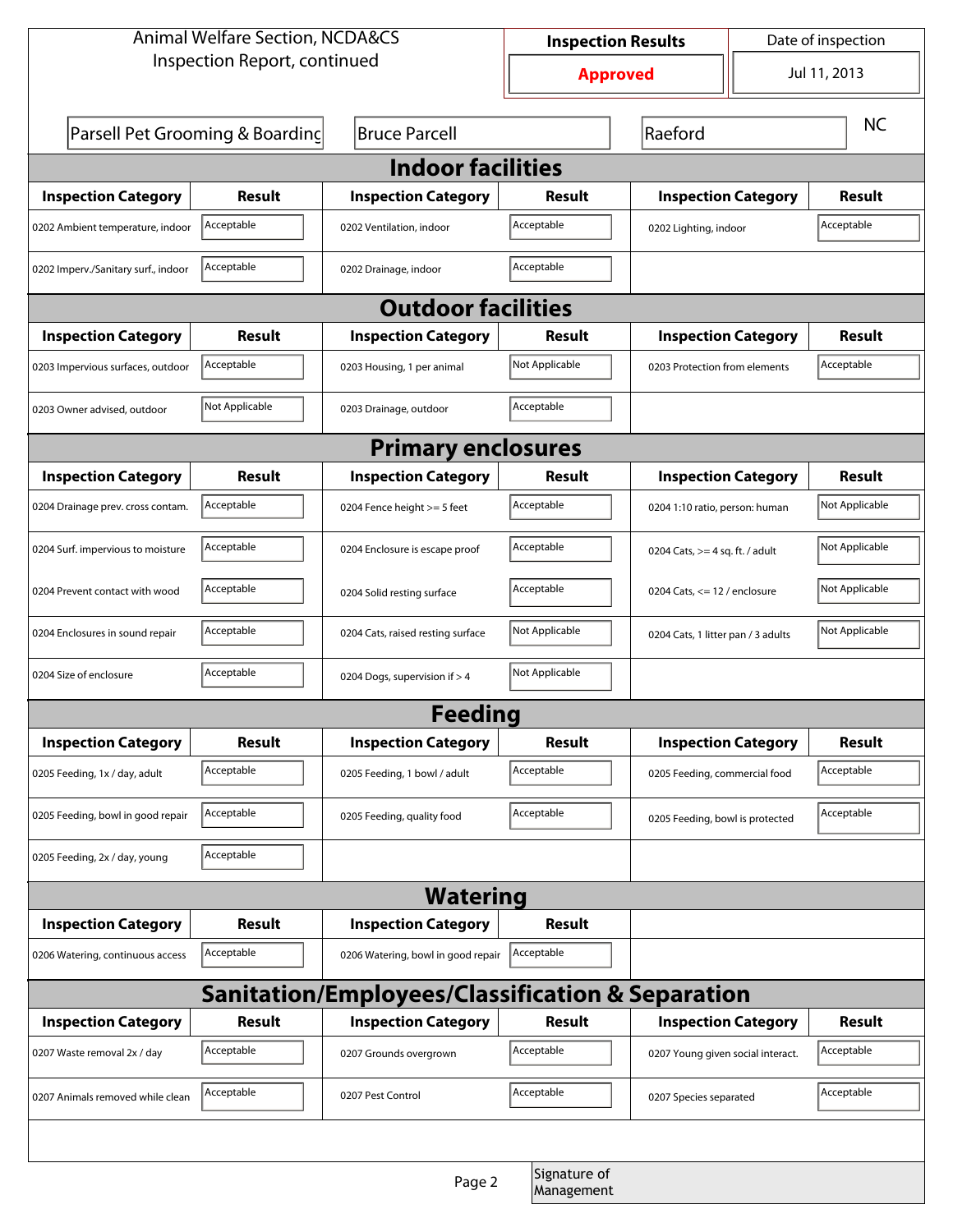Animal Welfare Section, NCDA&CS
Inspection Report, continued

| Inspection Results | Date of inspection |
| --- | --- |
| **Approved** | Jul 11, 2013 |

Parsell Pet Grooming & Boarding | Bruce Parcell | Raeford | NC

## Indoor facilities

| Inspection Category | Result | Inspection Category | Result | Inspection Category | Result |
| --- | --- | --- | --- | --- | --- |
| 0202 Ambient temperature, indoor | Acceptable | 0202 Ventilation, indoor | Acceptable | 0202 Lighting, indoor | Acceptable |
| 0202 Imperv./Sanitary surf., indoor | Acceptable | 0202 Drainage, indoor | Acceptable | | |

## Outdoor facilities

| Inspection Category | Result | Inspection Category | Result | Inspection Category | Result |
| --- | --- | --- | --- | --- | --- |
| 0203 Impervious surfaces, outdoor | Acceptable | 0203 Housing, 1 per animal | Not Applicable | 0203 Protection from elements | Acceptable |
| 0203 Owner advised, outdoor | Not Applicable | 0203 Drainage, outdoor | Acceptable | | |

## Primary enclosures

| Inspection Category | Result | Inspection Category | Result | Inspection Category | Result |
| --- | --- | --- | --- | --- | --- |
| 0204 Drainage prev. cross contam. | Acceptable | 0204 Fence height >= 5 feet | Acceptable | 0204 1:10 ratio, person: human | Not Applicable |
| 0204 Surf. impervious to moisture | Acceptable | 0204 Enclosure is escape proof | Acceptable | 0204 Cats, >= 4 sq. ft. / adult | Not Applicable |
| 0204 Prevent contact with wood | Acceptable | 0204 Solid resting surface | Acceptable | 0204 Cats, <= 12 / enclosure | Not Applicable |
| 0204 Enclosures in sound repair | Acceptable | 0204 Cats, raised resting surface | Not Applicable | 0204 Cats, 1 litter pan / 3 adults | Not Applicable |
| 0204 Size of enclosure | Acceptable | 0204 Dogs, supervision if > 4 | Not Applicable | | |

## Feeding

| Inspection Category | Result | Inspection Category | Result | Inspection Category | Result |
| --- | --- | --- | --- | --- | --- |
| 0205 Feeding, 1x / day, adult | Acceptable | 0205 Feeding, 1 bowl / adult | Acceptable | 0205 Feeding, commercial food | Acceptable |
| 0205 Feeding, bowl in good repair | Acceptable | 0205 Feeding, quality food | Acceptable | 0205 Feeding, bowl is protected | Acceptable |
| 0205 Feeding, 2x / day, young | Acceptable | | | | |

## Watering

| Inspection Category | Result | Inspection Category | Result |
| --- | --- | --- | --- |
| 0206 Watering, continuous access | Acceptable | 0206 Watering, bowl in good repair | Acceptable |

## Sanitation/Employees/Classification & Separation

| Inspection Category | Result | Inspection Category | Result | Inspection Category | Result |
| --- | --- | --- | --- | --- | --- |
| 0207 Waste removal 2x / day | Acceptable | 0207 Grounds overgrown | Acceptable | 0207 Young given social interact. | Acceptable |
| 0207 Animals removed while clean | Acceptable | 0207 Pest Control | Acceptable | 0207 Species separated | Acceptable |

Signature of Management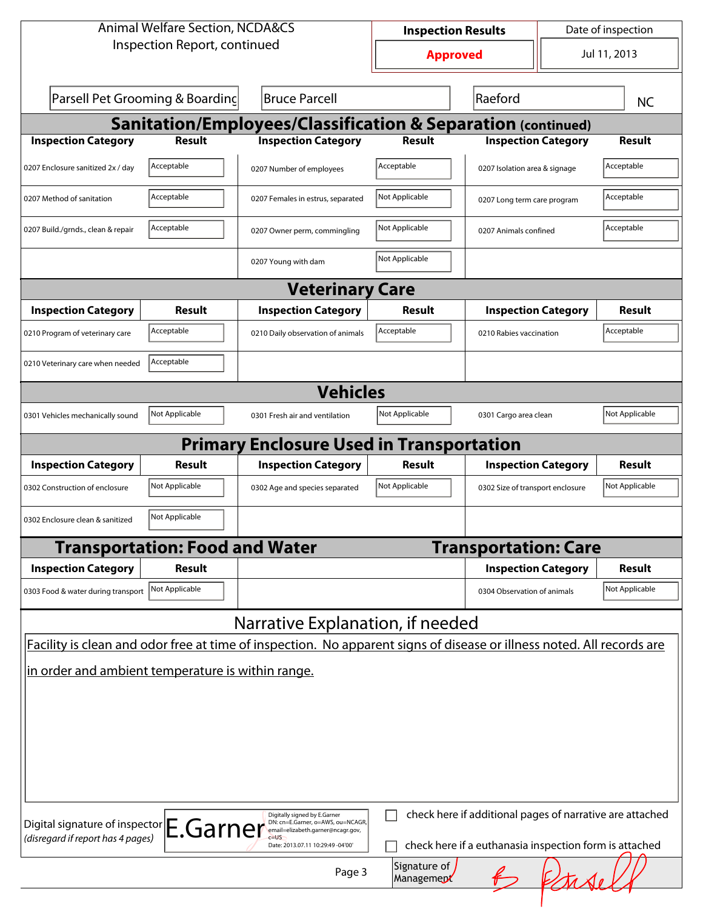Animal Welfare Section, NCDA&CS
Inspection Report, continued

| Inspection Results | Date of inspection |
|---|---|
| **Approved** | Jul 11, 2013 |

| Parsell Pet Grooming & Boarding | Bruce Parcell | Raeford | NC |
|---|---|---|---|

## Sanitation/Employees/Classification & Separation (continued)

| Inspection Category | Result | Inspection Category | Result | Inspection Category | Result |
|---|---|---|---|---|---|
| 0207 Enclosure sanitized 2x / day | Acceptable | 0207 Number of employees | Acceptable | 0207 Isolation area & signage | Acceptable |
| 0207 Method of sanitation | Acceptable | 0207 Females in estrus, separated | Not Applicable | 0207 Long term care program | Acceptable |
| 0207 Build./grnds., clean & repair | Acceptable | 0207 Owner perm, commingling | Not Applicable | 0207 Animals confined | Acceptable |
| | | 0207 Young with dam | Not Applicable | | |

## Veterinary Care

| Inspection Category | Result | Inspection Category | Result | Inspection Category | Result |
|---|---|---|---|---|---|
| 0210 Program of veterinary care | Acceptable | 0210 Daily observation of animals | Acceptable | 0210 Rabies vaccination | Acceptable |
| 0210 Veterinary care when needed | Acceptable | | | | |

## Vehicles

| Inspection Category | Result | Inspection Category | Result | Inspection Category | Result |
|---|---|---|---|---|---|
| 0301 Vehicles mechanically sound | Not Applicable | 0301 Fresh air and ventilation | Not Applicable | 0301 Cargo area clean | Not Applicable |

## Primary Enclosure Used in Transportation

| Inspection Category | Result | Inspection Category | Result | Inspection Category | Result |
|---|---|---|---|---|---|
| 0302 Construction of enclosure | Not Applicable | 0302 Age and species separated | Not Applicable | 0302 Size of transport enclosure | Not Applicable |
| 0302 Enclosure clean & sanitized | Not Applicable | | | | |

## Transportation: Food and Water

| Inspection Category | Result |
|---|---|
| 0303 Food & water during transport | Not Applicable |

## Transportation: Care

| Inspection Category | Result |
|---|---|
| 0304 Observation of animals | Not Applicable |

## Narrative Explanation, if needed

Facility is clean and odor free at time of inspection. No apparent signs of disease or illness noted. All records are in order and ambient temperature is within range.

Digital signature of inspector *(disregard if report has 4 pages)*: E.Garner
Digitally signed by E.Garner
DN: cn=E.Garner, o=AWS, ou=NCAGR, email=elizabeth.garner@ncagr.gov, c=US
Date: 2013.07.11 10:29:49 -04'00'

☐ check here if additional pages of narrative are attached

☐ check here if a euthanasia inspection form is attached

Signature of Management: B Parsell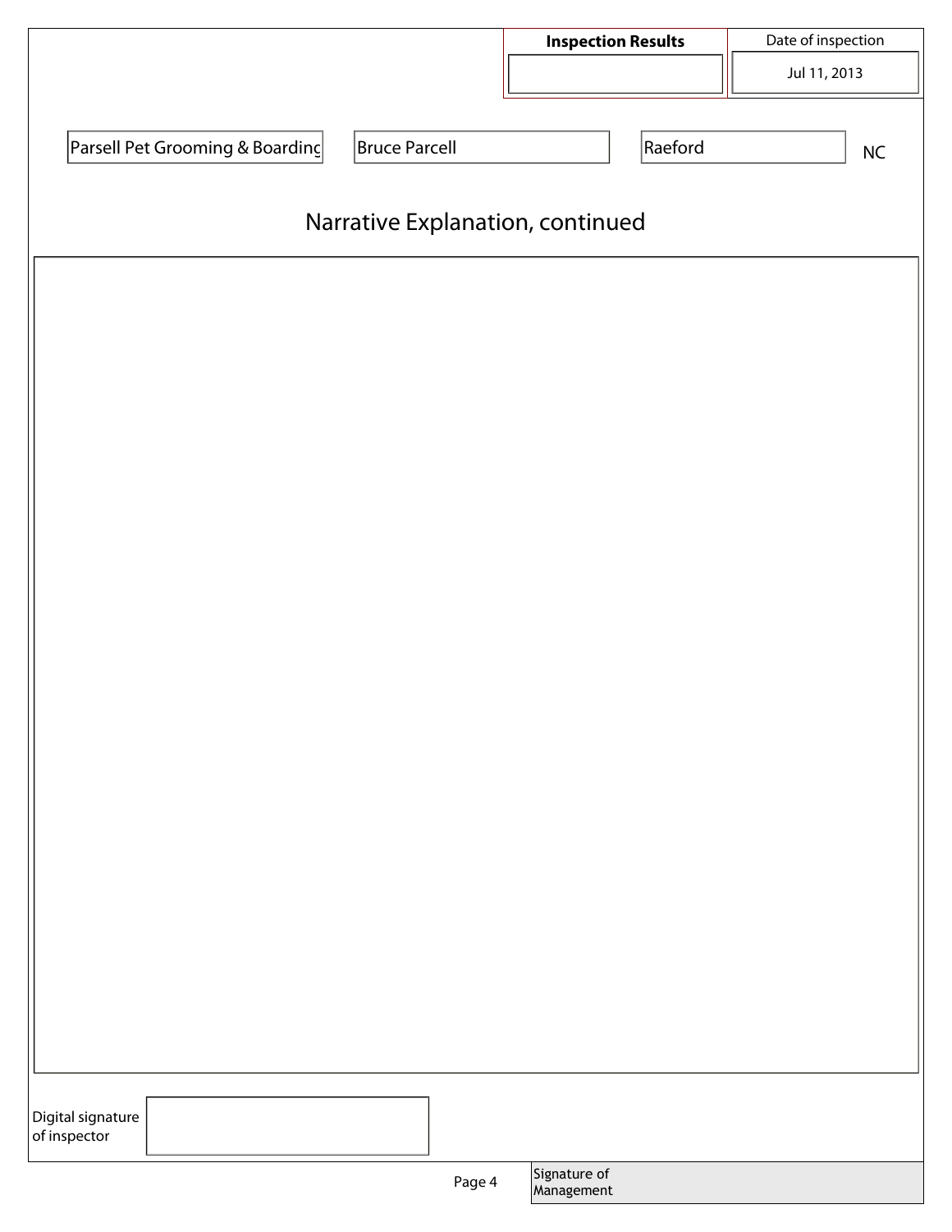**Inspection Results**

Date of inspection: Jul 11, 2013

Parsell Pet Grooming & Boarding | Bruce Parcell | Raeford | NC

## Narrative Explanation, continued

Digital signature of inspector

Signature of Management